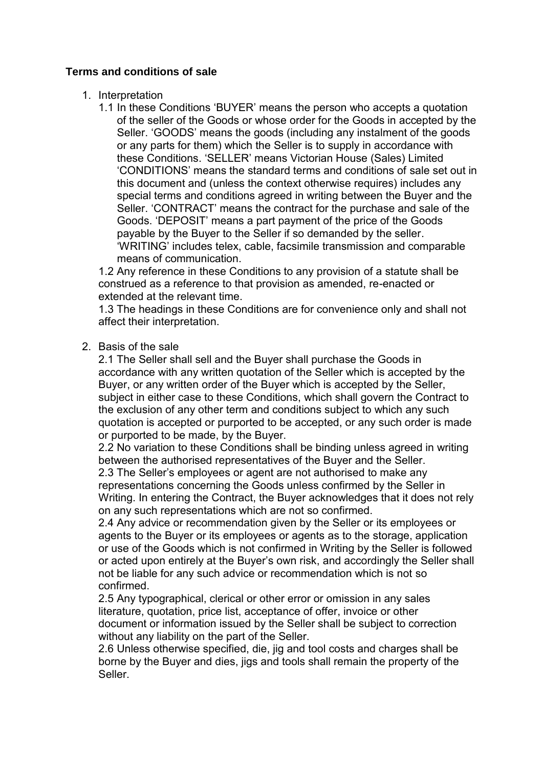**Terms and conditions of sale**

1. Interpretation

   1.1 In these Conditions 'BUYER' means the person who accepts a quotation of the seller of the Goods or whose order for the Goods in accepted by the Seller. 'GOODS' means the goods (including any instalment of the goods or any parts for them) which the Seller is to supply in accordance with these Conditions. 'SELLER' means Victorian House (Sales) Limited 'CONDITIONS' means the standard terms and conditions of sale set out in this document and (unless the context otherwise requires) includes any special terms and conditions agreed in writing between the Buyer and the Seller. 'CONTRACT' means the contract for the purchase and sale of the Goods. 'DEPOSIT' means a part payment of the price of the Goods payable by the Buyer to the Seller if so demanded by the seller. 'WRITING' includes telex, cable, facsimile transmission and comparable means of communication.

   1.2 Any reference in these Conditions to any provision of a statute shall be construed as a reference to that provision as amended, re-enacted or extended at the relevant time.

   1.3 The headings in these Conditions are for convenience only and shall not affect their interpretation.

2. Basis of the sale

   2.1 The Seller shall sell and the Buyer shall purchase the Goods in accordance with any written quotation of the Seller which is accepted by the Buyer, or any written order of the Buyer which is accepted by the Seller, subject in either case to these Conditions, which shall govern the Contract to the exclusion of any other term and conditions subject to which any such quotation is accepted or purported to be accepted, or any such order is made or purported to be made, by the Buyer.

   2.2 No variation to these Conditions shall be binding unless agreed in writing between the authorised representatives of the Buyer and the Seller.

   2.3 The Seller's employees or agent are not authorised to make any representations concerning the Goods unless confirmed by the Seller in Writing. In entering the Contract, the Buyer acknowledges that it does not rely on any such representations which are not so confirmed.

   2.4 Any advice or recommendation given by the Seller or its employees or agents to the Buyer or its employees or agents as to the storage, application or use of the Goods which is not confirmed in Writing by the Seller is followed or acted upon entirely at the Buyer's own risk, and accordingly the Seller shall not be liable for any such advice or recommendation which is not so confirmed.

   2.5 Any typographical, clerical or other error or omission in any sales literature, quotation, price list, acceptance of offer, invoice or other document or information issued by the Seller shall be subject to correction without any liability on the part of the Seller.

   2.6 Unless otherwise specified, die, jig and tool costs and charges shall be borne by the Buyer and dies, jigs and tools shall remain the property of the Seller.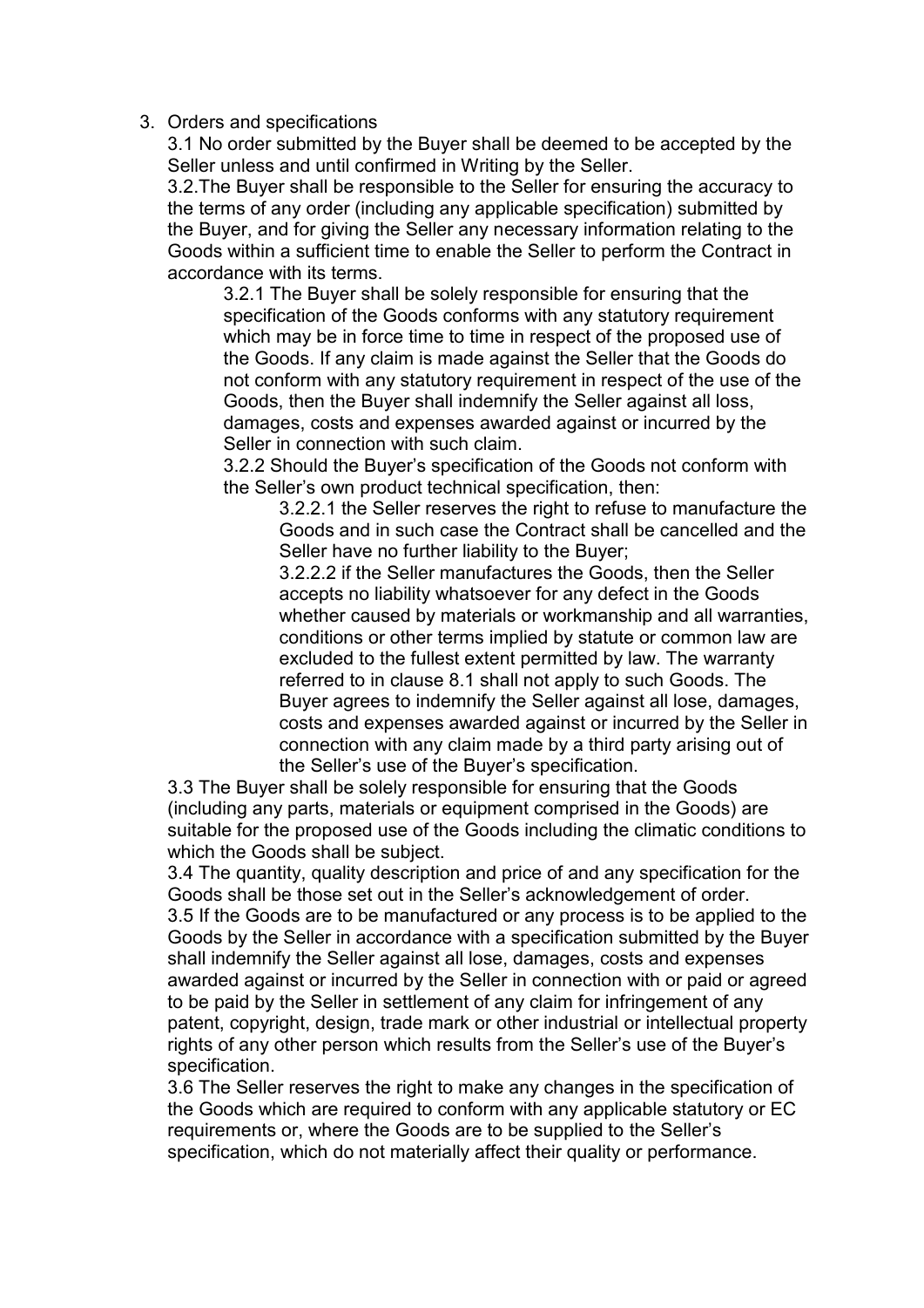3. Orders and specifications

3.1 No order submitted by the Buyer shall be deemed to be accepted by the Seller unless and until confirmed in Writing by the Seller.

3.2.The Buyer shall be responsible to the Seller for ensuring the accuracy to the terms of any order (including any applicable specification) submitted by the Buyer, and for giving the Seller any necessary information relating to the Goods within a sufficient time to enable the Seller to perform the Contract in accordance with its terms.

3.2.1 The Buyer shall be solely responsible for ensuring that the specification of the Goods conforms with any statutory requirement which may be in force time to time in respect of the proposed use of the Goods. If any claim is made against the Seller that the Goods do not conform with any statutory requirement in respect of the use of the Goods, then the Buyer shall indemnify the Seller against all loss, damages, costs and expenses awarded against or incurred by the Seller in connection with such claim.

3.2.2 Should the Buyer's specification of the Goods not conform with the Seller's own product technical specification, then:

3.2.2.1 the Seller reserves the right to refuse to manufacture the Goods and in such case the Contract shall be cancelled and the Seller have no further liability to the Buyer;

3.2.2.2 if the Seller manufactures the Goods, then the Seller accepts no liability whatsoever for any defect in the Goods whether caused by materials or workmanship and all warranties, conditions or other terms implied by statute or common law are excluded to the fullest extent permitted by law. The warranty referred to in clause 8.1 shall not apply to such Goods. The Buyer agrees to indemnify the Seller against all lose, damages, costs and expenses awarded against or incurred by the Seller in connection with any claim made by a third party arising out of the Seller's use of the Buyer's specification.

3.3 The Buyer shall be solely responsible for ensuring that the Goods (including any parts, materials or equipment comprised in the Goods) are suitable for the proposed use of the Goods including the climatic conditions to which the Goods shall be subject.

3.4 The quantity, quality description and price of and any specification for the Goods shall be those set out in the Seller's acknowledgement of order.

3.5 If the Goods are to be manufactured or any process is to be applied to the Goods by the Seller in accordance with a specification submitted by the Buyer shall indemnify the Seller against all lose, damages, costs and expenses awarded against or incurred by the Seller in connection with or paid or agreed to be paid by the Seller in settlement of any claim for infringement of any patent, copyright, design, trade mark or other industrial or intellectual property rights of any other person which results from the Seller's use of the Buyer's specification.

3.6 The Seller reserves the right to make any changes in the specification of the Goods which are required to conform with any applicable statutory or EC requirements or, where the Goods are to be supplied to the Seller's specification, which do not materially affect their quality or performance.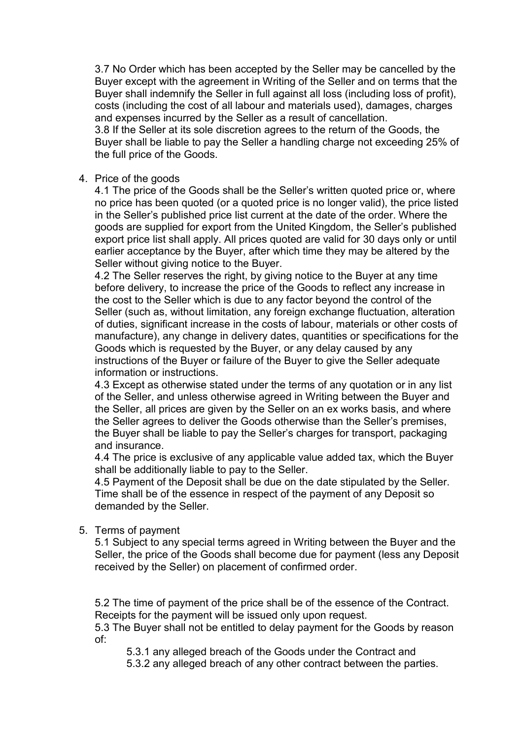3.7 No Order which has been accepted by the Seller may be cancelled by the Buyer except with the agreement in Writing of the Seller and on terms that the Buyer shall indemnify the Seller in full against all loss (including loss of profit), costs (including the cost of all labour and materials used), damages, charges and expenses incurred by the Seller as a result of cancellation.
3.8 If the Seller at its sole discretion agrees to the return of the Goods, the Buyer shall be liable to pay the Seller a handling charge not exceeding 25% of the full price of the Goods.

4. Price of the goods

4.1 The price of the Goods shall be the Seller's written quoted price or, where no price has been quoted (or a quoted price is no longer valid), the price listed in the Seller's published price list current at the date of the order. Where the goods are supplied for export from the United Kingdom, the Seller's published export price list shall apply. All prices quoted are valid for 30 days only or until earlier acceptance by the Buyer, after which time they may be altered by the Seller without giving notice to the Buyer.
4.2 The Seller reserves the right, by giving notice to the Buyer at any time before delivery, to increase the price of the Goods to reflect any increase in the cost to the Seller which is due to any factor beyond the control of the Seller (such as, without limitation, any foreign exchange fluctuation, alteration of duties, significant increase in the costs of labour, materials or other costs of manufacture), any change in delivery dates, quantities or specifications for the Goods which is requested by the Buyer, or any delay caused by any instructions of the Buyer or failure of the Buyer to give the Seller adequate information or instructions.
4.3 Except as otherwise stated under the terms of any quotation or in any list of the Seller, and unless otherwise agreed in Writing between the Buyer and the Seller, all prices are given by the Seller on an ex works basis, and where the Seller agrees to deliver the Goods otherwise than the Seller's premises, the Buyer shall be liable to pay the Seller's charges for transport, packaging and insurance.
4.4 The price is exclusive of any applicable value added tax, which the Buyer shall be additionally liable to pay to the Seller.
4.5 Payment of the Deposit shall be due on the date stipulated by the Seller. Time shall be of the essence in respect of the payment of any Deposit so demanded by the Seller.

5. Terms of payment

5.1 Subject to any special terms agreed in Writing between the Buyer and the Seller, the price of the Goods shall become due for payment (less any Deposit received by the Seller) on placement of confirmed order.

5.2 The time of payment of the price shall be of the essence of the Contract. Receipts for the payment will be issued only upon request.
5.3 The Buyer shall not be entitled to delay payment for the Goods by reason of:

5.3.1 any alleged breach of the Goods under the Contract and
5.3.2 any alleged breach of any other contract between the parties.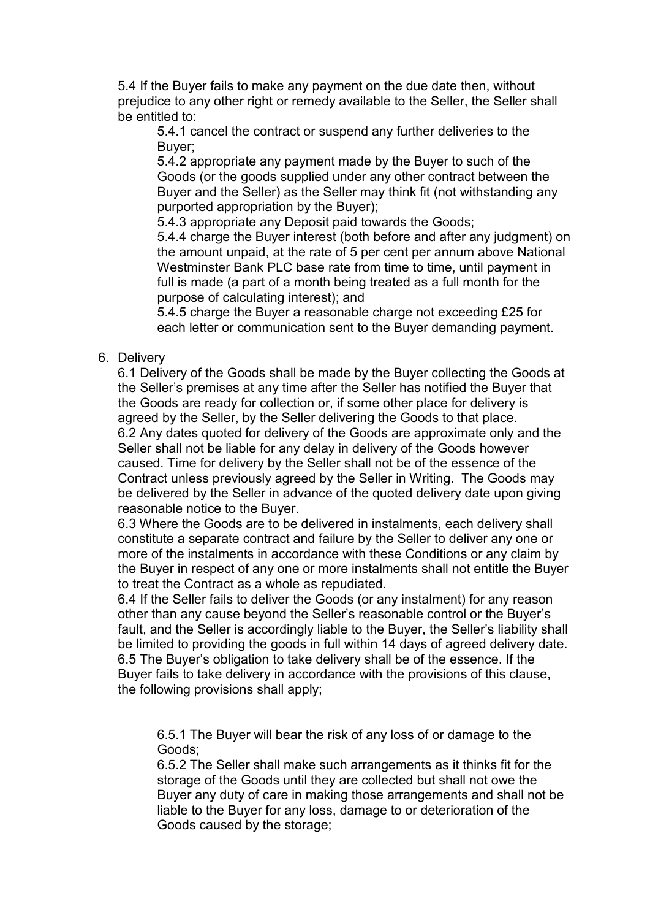5.4 If the Buyer fails to make any payment on the due date then, without prejudice to any other right or remedy available to the Seller, the Seller shall be entitled to:

5.4.1 cancel the contract or suspend any further deliveries to the Buyer;

5.4.2 appropriate any payment made by the Buyer to such of the Goods (or the goods supplied under any other contract between the Buyer and the Seller) as the Seller may think fit (not withstanding any purported appropriation by the Buyer);

5.4.3 appropriate any Deposit paid towards the Goods;

5.4.4 charge the Buyer interest (both before and after any judgment) on the amount unpaid, at the rate of 5 per cent per annum above National Westminster Bank PLC base rate from time to time, until payment in full is made (a part of a month being treated as a full month for the purpose of calculating interest); and

5.4.5 charge the Buyer a reasonable charge not exceeding £25 for each letter or communication sent to the Buyer demanding payment.

6. Delivery

6.1 Delivery of the Goods shall be made by the Buyer collecting the Goods at the Seller's premises at any time after the Seller has notified the Buyer that the Goods are ready for collection or, if some other place for delivery is agreed by the Seller, by the Seller delivering the Goods to that place.

6.2 Any dates quoted for delivery of the Goods are approximate only and the Seller shall not be liable for any delay in delivery of the Goods however caused. Time for delivery by the Seller shall not be of the essence of the Contract unless previously agreed by the Seller in Writing. The Goods may be delivered by the Seller in advance of the quoted delivery date upon giving reasonable notice to the Buyer.

6.3 Where the Goods are to be delivered in instalments, each delivery shall constitute a separate contract and failure by the Seller to deliver any one or more of the instalments in accordance with these Conditions or any claim by the Buyer in respect of any one or more instalments shall not entitle the Buyer to treat the Contract as a whole as repudiated.

6.4 If the Seller fails to deliver the Goods (or any instalment) for any reason other than any cause beyond the Seller's reasonable control or the Buyer's fault, and the Seller is accordingly liable to the Buyer, the Seller's liability shall be limited to providing the goods in full within 14 days of agreed delivery date.

6.5 The Buyer's obligation to take delivery shall be of the essence. If the Buyer fails to take delivery in accordance with the provisions of this clause, the following provisions shall apply;

6.5.1 The Buyer will bear the risk of any loss of or damage to the Goods;

6.5.2 The Seller shall make such arrangements as it thinks fit for the storage of the Goods until they are collected but shall not owe the Buyer any duty of care in making those arrangements and shall not be liable to the Buyer for any loss, damage to or deterioration of the Goods caused by the storage;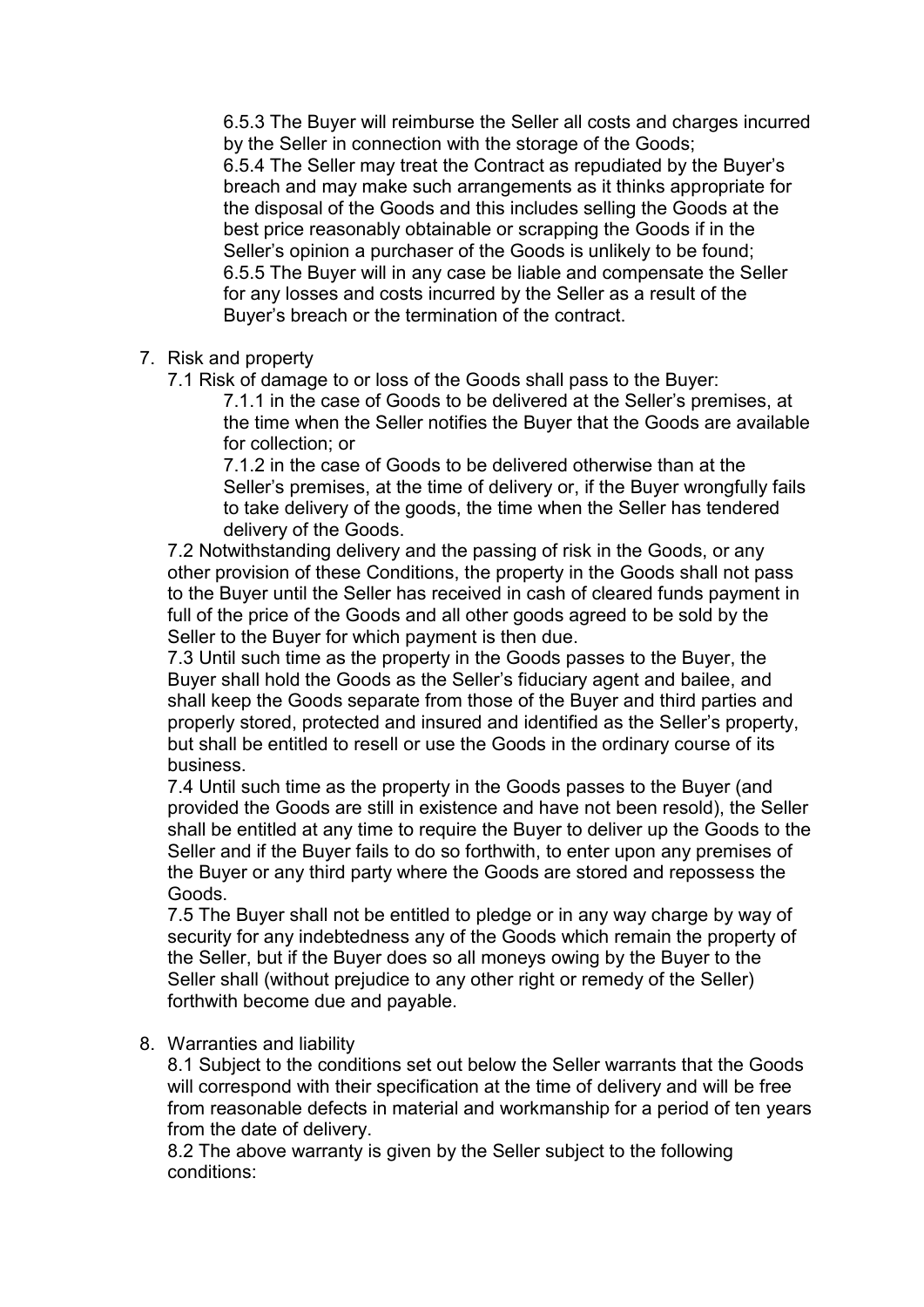6.5.3 The Buyer will reimburse the Seller all costs and charges incurred by the Seller in connection with the storage of the Goods;
6.5.4 The Seller may treat the Contract as repudiated by the Buyer's breach and may make such arrangements as it thinks appropriate for the disposal of the Goods and this includes selling the Goods at the best price reasonably obtainable or scrapping the Goods if in the Seller's opinion a purchaser of the Goods is unlikely to be found;
6.5.5 The Buyer will in any case be liable and compensate the Seller for any losses and costs incurred by the Seller as a result of the Buyer's breach or the termination of the contract.

7. Risk and property

7.1 Risk of damage to or loss of the Goods shall pass to the Buyer:

7.1.1 in the case of Goods to be delivered at the Seller's premises, at the time when the Seller notifies the Buyer that the Goods are available for collection; or

7.1.2 in the case of Goods to be delivered otherwise than at the Seller's premises, at the time of delivery or, if the Buyer wrongfully fails to take delivery of the goods, the time when the Seller has tendered delivery of the Goods.

7.2 Notwithstanding delivery and the passing of risk in the Goods, or any other provision of these Conditions, the property in the Goods shall not pass to the Buyer until the Seller has received in cash of cleared funds payment in full of the price of the Goods and all other goods agreed to be sold by the Seller to the Buyer for which payment is then due.

7.3 Until such time as the property in the Goods passes to the Buyer, the Buyer shall hold the Goods as the Seller's fiduciary agent and bailee, and shall keep the Goods separate from those of the Buyer and third parties and properly stored, protected and insured and identified as the Seller's property, but shall be entitled to resell or use the Goods in the ordinary course of its business.

7.4 Until such time as the property in the Goods passes to the Buyer (and provided the Goods are still in existence and have not been resold), the Seller shall be entitled at any time to require the Buyer to deliver up the Goods to the Seller and if the Buyer fails to do so forthwith, to enter upon any premises of the Buyer or any third party where the Goods are stored and repossess the Goods.

7.5 The Buyer shall not be entitled to pledge or in any way charge by way of security for any indebtedness any of the Goods which remain the property of the Seller, but if the Buyer does so all moneys owing by the Buyer to the Seller shall (without prejudice to any other right or remedy of the Seller) forthwith become due and payable.

8. Warranties and liability

8.1 Subject to the conditions set out below the Seller warrants that the Goods will correspond with their specification at the time of delivery and will be free from reasonable defects in material and workmanship for a period of ten years from the date of delivery.

8.2 The above warranty is given by the Seller subject to the following conditions: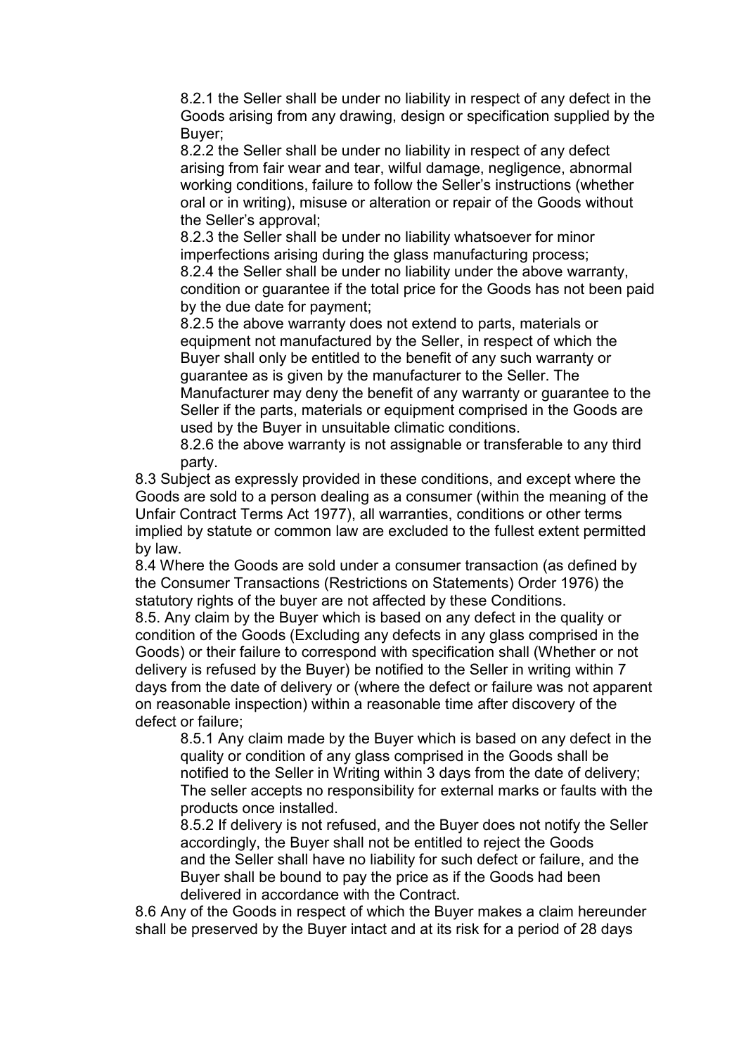8.2.1 the Seller shall be under no liability in respect of any defect in the Goods arising from any drawing, design or specification supplied by the Buyer;

8.2.2 the Seller shall be under no liability in respect of any defect arising from fair wear and tear, wilful damage, negligence, abnormal working conditions, failure to follow the Seller's instructions (whether oral or in writing), misuse or alteration or repair of the Goods without the Seller's approval;

8.2.3 the Seller shall be under no liability whatsoever for minor imperfections arising during the glass manufacturing process;

8.2.4 the Seller shall be under no liability under the above warranty, condition or guarantee if the total price for the Goods has not been paid by the due date for payment;

8.2.5 the above warranty does not extend to parts, materials or equipment not manufactured by the Seller, in respect of which the Buyer shall only be entitled to the benefit of any such warranty or guarantee as is given by the manufacturer to the Seller. The Manufacturer may deny the benefit of any warranty or guarantee to the Seller if the parts, materials or equipment comprised in the Goods are used by the Buyer in unsuitable climatic conditions.

8.2.6 the above warranty is not assignable or transferable to any third party.

8.3 Subject as expressly provided in these conditions, and except where the Goods are sold to a person dealing as a consumer (within the meaning of the Unfair Contract Terms Act 1977), all warranties, conditions or other terms implied by statute or common law are excluded to the fullest extent permitted by law.

8.4 Where the Goods are sold under a consumer transaction (as defined by the Consumer Transactions (Restrictions on Statements) Order 1976) the statutory rights of the buyer are not affected by these Conditions.

8.5. Any claim by the Buyer which is based on any defect in the quality or condition of the Goods (Excluding any defects in any glass comprised in the Goods) or their failure to correspond with specification shall (Whether or not delivery is refused by the Buyer) be notified to the Seller in writing within 7 days from the date of delivery or (where the defect or failure was not apparent on reasonable inspection) within a reasonable time after discovery of the defect or failure;

8.5.1 Any claim made by the Buyer which is based on any defect in the quality or condition of any glass comprised in the Goods shall be notified to the Seller in Writing within 3 days from the date of delivery; The seller accepts no responsibility for external marks or faults with the products once installed.

8.5.2 If delivery is not refused, and the Buyer does not notify the Seller accordingly, the Buyer shall not be entitled to reject the Goods and the Seller shall have no liability for such defect or failure, and the Buyer shall be bound to pay the price as if the Goods had been delivered in accordance with the Contract.

8.6 Any of the Goods in respect of which the Buyer makes a claim hereunder shall be preserved by the Buyer intact and at its risk for a period of 28 days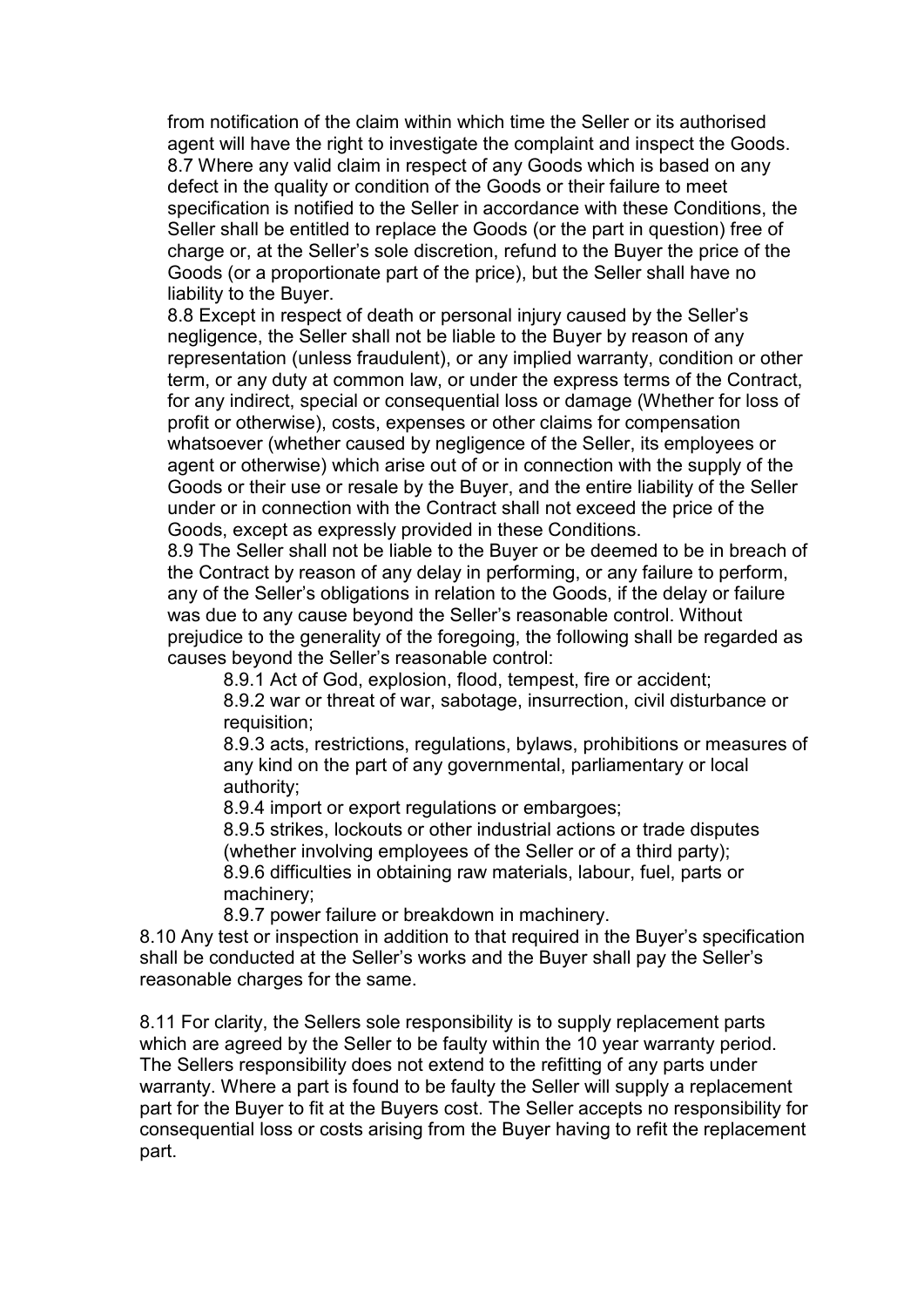from notification of the claim within which time the Seller or its authorised agent will have the right to investigate the complaint and inspect the Goods.

8.7 Where any valid claim in respect of any Goods which is based on any defect in the quality or condition of the Goods or their failure to meet specification is notified to the Seller in accordance with these Conditions, the Seller shall be entitled to replace the Goods (or the part in question) free of charge or, at the Seller's sole discretion, refund to the Buyer the price of the Goods (or a proportionate part of the price), but the Seller shall have no liability to the Buyer.

8.8 Except in respect of death or personal injury caused by the Seller's negligence, the Seller shall not be liable to the Buyer by reason of any representation (unless fraudulent), or any implied warranty, condition or other term, or any duty at common law, or under the express terms of the Contract, for any indirect, special or consequential loss or damage (Whether for loss of profit or otherwise), costs, expenses or other claims for compensation whatsoever (whether caused by negligence of the Seller, its employees or agent or otherwise) which arise out of or in connection with the supply of the Goods or their use or resale by the Buyer, and the entire liability of the Seller under or in connection with the Contract shall not exceed the price of the Goods, except as expressly provided in these Conditions.

8.9 The Seller shall not be liable to the Buyer or be deemed to be in breach of the Contract by reason of any delay in performing, or any failure to perform, any of the Seller's obligations in relation to the Goods, if the delay or failure was due to any cause beyond the Seller's reasonable control. Without prejudice to the generality of the foregoing, the following shall be regarded as causes beyond the Seller's reasonable control:

8.9.1 Act of God, explosion, flood, tempest, fire or accident;

8.9.2 war or threat of war, sabotage, insurrection, civil disturbance or requisition;

8.9.3 acts, restrictions, regulations, bylaws, prohibitions or measures of any kind on the part of any governmental, parliamentary or local authority;

8.9.4 import or export regulations or embargoes;

8.9.5 strikes, lockouts or other industrial actions or trade disputes (whether involving employees of the Seller or of a third party);

8.9.6 difficulties in obtaining raw materials, labour, fuel, parts or machinery;

8.9.7 power failure or breakdown in machinery.

8.10 Any test or inspection in addition to that required in the Buyer's specification shall be conducted at the Seller's works and the Buyer shall pay the Seller's reasonable charges for the same.

8.11 For clarity, the Sellers sole responsibility is to supply replacement parts which are agreed by the Seller to be faulty within the 10 year warranty period. The Sellers responsibility does not extend to the refitting of any parts under warranty. Where a part is found to be faulty the Seller will supply a replacement part for the Buyer to fit at the Buyers cost. The Seller accepts no responsibility for consequential loss or costs arising from the Buyer having to refit the replacement part.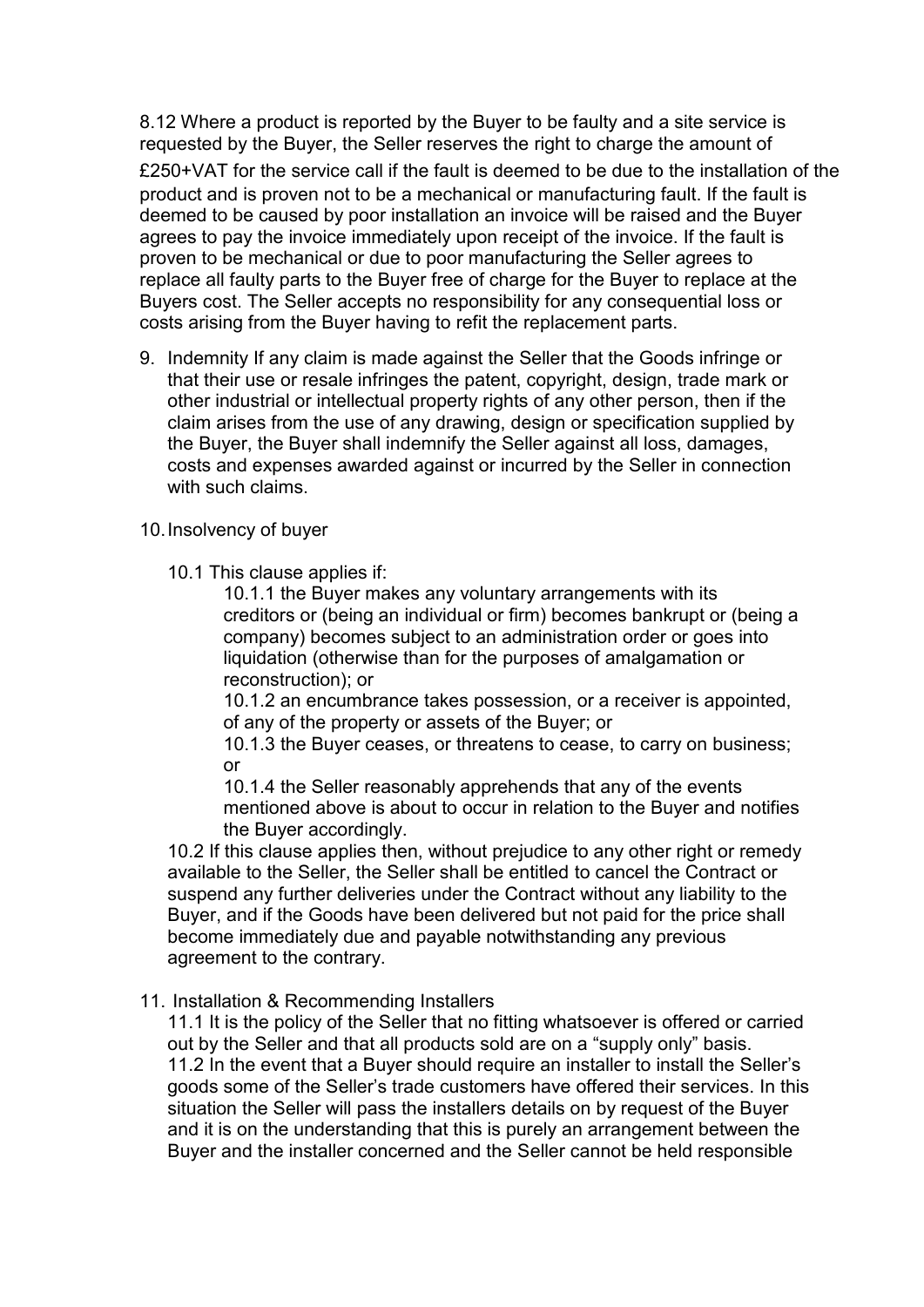8.12 Where a product is reported by the Buyer to be faulty and a site service is requested by the Buyer, the Seller reserves the right to charge the amount of £250+VAT for the service call if the fault is deemed to be due to the installation of the product and is proven not to be a mechanical or manufacturing fault. If the fault is deemed to be caused by poor installation an invoice will be raised and the Buyer agrees to pay the invoice immediately upon receipt of the invoice. If the fault is proven to be mechanical or due to poor manufacturing the Seller agrees to replace all faulty parts to the Buyer free of charge for the Buyer to replace at the Buyers cost. The Seller accepts no responsibility for any consequential loss or costs arising from the Buyer having to refit the replacement parts.

9. Indemnity If any claim is made against the Seller that the Goods infringe or that their use or resale infringes the patent, copyright, design, trade mark or other industrial or intellectual property rights of any other person, then if the claim arises from the use of any drawing, design or specification supplied by the Buyer, the Buyer shall indemnify the Seller against all loss, damages, costs and expenses awarded against or incurred by the Seller in connection with such claims.

10. Insolvency of buyer

    10.1 This clause applies if:

    10.1.1 the Buyer makes any voluntary arrangements with its creditors or (being an individual or firm) becomes bankrupt or (being a company) becomes subject to an administration order or goes into liquidation (otherwise than for the purposes of amalgamation or reconstruction); or

    10.1.2 an encumbrance takes possession, or a receiver is appointed, of any of the property or assets of the Buyer; or

    10.1.3 the Buyer ceases, or threatens to cease, to carry on business; or

    10.1.4 the Seller reasonably apprehends that any of the events mentioned above is about to occur in relation to the Buyer and notifies the Buyer accordingly.

    10.2 If this clause applies then, without prejudice to any other right or remedy available to the Seller, the Seller shall be entitled to cancel the Contract or suspend any further deliveries under the Contract without any liability to the Buyer, and if the Goods have been delivered but not paid for the price shall become immediately due and payable notwithstanding any previous agreement to the contrary.

11. Installation & Recommending Installers

    11.1 It is the policy of the Seller that no fitting whatsoever is offered or carried out by the Seller and that all products sold are on a "supply only" basis.

    11.2 In the event that a Buyer should require an installer to install the Seller's goods some of the Seller's trade customers have offered their services. In this situation the Seller will pass the installers details on by request of the Buyer and it is on the understanding that this is purely an arrangement between the Buyer and the installer concerned and the Seller cannot be held responsible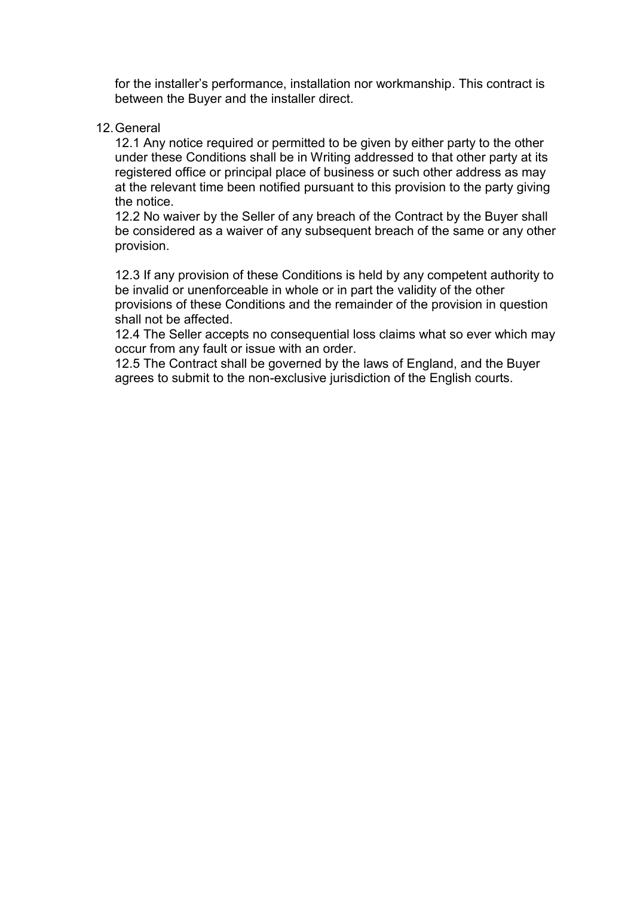for the installer's performance, installation nor workmanship. This contract is between the Buyer and the installer direct.

12. General

12.1 Any notice required or permitted to be given by either party to the other under these Conditions shall be in Writing addressed to that other party at its registered office or principal place of business or such other address as may at the relevant time been notified pursuant to this provision to the party giving the notice.

12.2 No waiver by the Seller of any breach of the Contract by the Buyer shall be considered as a waiver of any subsequent breach of the same or any other provision.

12.3 If any provision of these Conditions is held by any competent authority to be invalid or unenforceable in whole or in part the validity of the other provisions of these Conditions and the remainder of the provision in question shall not be affected.

12.4 The Seller accepts no consequential loss claims what so ever which may occur from any fault or issue with an order.

12.5 The Contract shall be governed by the laws of England, and the Buyer agrees to submit to the non-exclusive jurisdiction of the English courts.